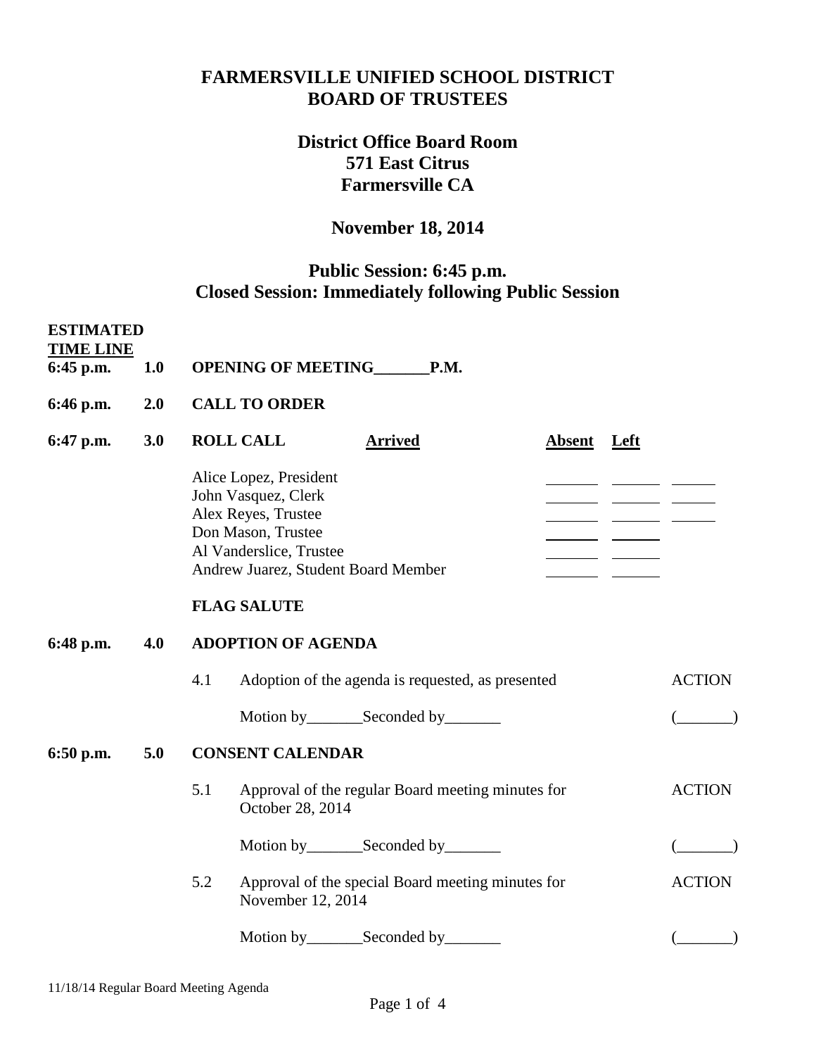# FARMERSVILLE UNIFIED SCHOOL DISTRICT
# BOARD OF TRUSTEES

## District Office Board Room
## 571 East Citrus
## Farmersville CA

## November 18, 2014

## Public Session: 6:45 p.m.
## Closed Session: Immediately following Public Session

**ESTIMATED TIME LINE**

**6:45 p.m. 1.0 OPENING OF MEETING_______P.M.**

**6:46 p.m. 2.0 CALL TO ORDER**

**6:47 p.m. 3.0 ROLL CALL**

| | Arrived | Absent | Left |
|---|---|---|---|
| Alice Lopez, President | ______ | ______ | ______ |
| John Vasquez, Clerk | ______ | ______ | ______ |
| Alex Reyes, Trustee | ______ | ______ | ______ |
| Don Mason, Trustee | ______ | ______ | |
| Al Vanderslice, Trustee | ______ | ______ | |
| Andrew Juarez, Student Board Member | ______ | ______ | |

**FLAG SALUTE**

**6:48 p.m. 4.0 ADOPTION OF AGENDA**

4.1 Adoption of the agenda is requested, as presented — ACTION

Motion by_______Seconded by_______ (_______)

**6:50 p.m. 5.0 CONSENT CALENDAR**

5.1 Approval of the regular Board meeting minutes for October 28, 2014 — ACTION

Motion by_______Seconded by_______ (_______)

5.2 Approval of the special Board meeting minutes for November 12, 2014 — ACTION

Motion by_______Seconded by_______ (_______)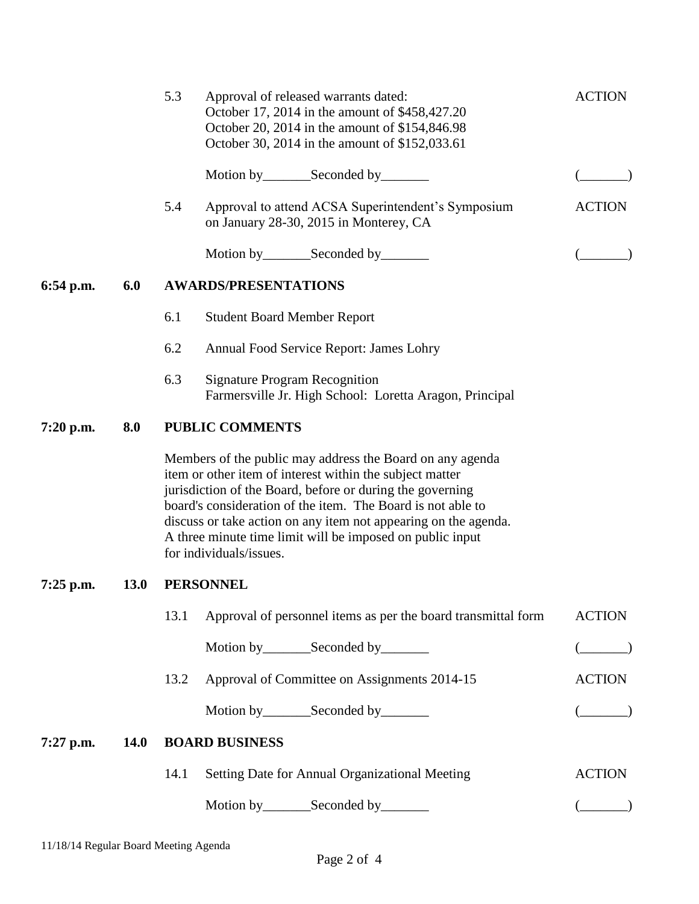5.3 Approval of released warrants dated: — ACTION
October 17, 2014 in the amount of $458,427.20
October 20, 2014 in the amount of $154,846.98
October 30, 2014 in the amount of $152,033.61

Motion by_______Seconded by_______ (_______)

5.4 Approval to attend ACSA Superintendent's Symposium on January 28-30, 2015 in Monterey, CA — ACTION

Motion by_______Seconded by_______ (_______)

**6:54 p.m. 6.0 AWARDS/PRESENTATIONS**

6.1 Student Board Member Report

6.2 Annual Food Service Report: James Lohry

6.3 Signature Program Recognition
Farmersville Jr. High School: Loretta Aragon, Principal

**7:20 p.m. 8.0 PUBLIC COMMENTS**

Members of the public may address the Board on any agenda item or other item of interest within the subject matter jurisdiction of the Board, before or during the governing board's consideration of the item. The Board is not able to discuss or take action on any item not appearing on the agenda. A three minute time limit will be imposed on public input for individuals/issues.

**7:25 p.m. 13.0 PERSONNEL**

13.1 Approval of personnel items as per the board transmittal form — ACTION

Motion by_______Seconded by_______ (_______)

13.2 Approval of Committee on Assignments 2014-15 — ACTION

Motion by_______Seconded by_______ (_______)

**7:27 p.m. 14.0 BOARD BUSINESS**

14.1 Setting Date for Annual Organizational Meeting — ACTION

Motion by_______Seconded by_______ (_______)

11/18/14 Regular Board Meeting Agenda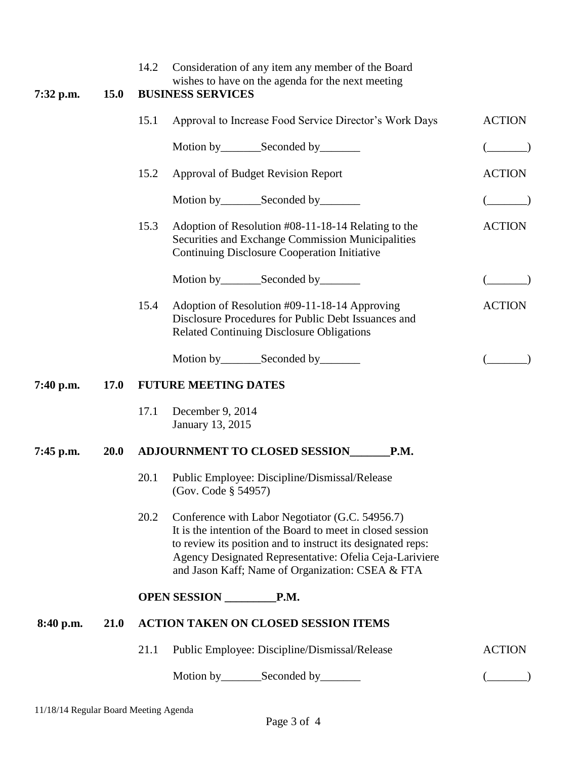14.2 Consideration of any item any member of the Board wishes to have on the agenda for the next meeting

**7:32 p.m. 15.0 BUSINESS SERVICES**

15.1 Approval to Increase Food Service Director's Work Days — ACTION

Motion by_______Seconded by_______ (_______)

15.2 Approval of Budget Revision Report — ACTION

Motion by_______Seconded by_______ (_______)

15.3 Adoption of Resolution #08-11-18-14 Relating to the Securities and Exchange Commission Municipalities Continuing Disclosure Cooperation Initiative — ACTION

Motion by_______Seconded by_______ (_______)

15.4 Adoption of Resolution #09-11-18-14 Approving Disclosure Procedures for Public Debt Issuances and Related Continuing Disclosure Obligations — ACTION

Motion by_______Seconded by_______ (_______)

**7:40 p.m. 17.0 FUTURE MEETING DATES**

17.1 December 9, 2014
January 13, 2015

**7:45 p.m. 20.0 ADJOURNMENT TO CLOSED SESSION_______P.M.**

20.1 Public Employee: Discipline/Dismissal/Release (Gov. Code § 54957)

20.2 Conference with Labor Negotiator (G.C. 54956.7)
It is the intention of the Board to meet in closed session to review its position and to instruct its designated reps: Agency Designated Representative: Ofelia Ceja-Lariviere and Jason Kaff; Name of Organization: CSEA & FTA

**OPEN SESSION _________P.M.**

**8:40 p.m. 21.0 ACTION TAKEN ON CLOSED SESSION ITEMS**

21.1 Public Employee: Discipline/Dismissal/Release — ACTION

Motion by_______Seconded by_______ (_______)

11/18/14 Regular Board Meeting Agenda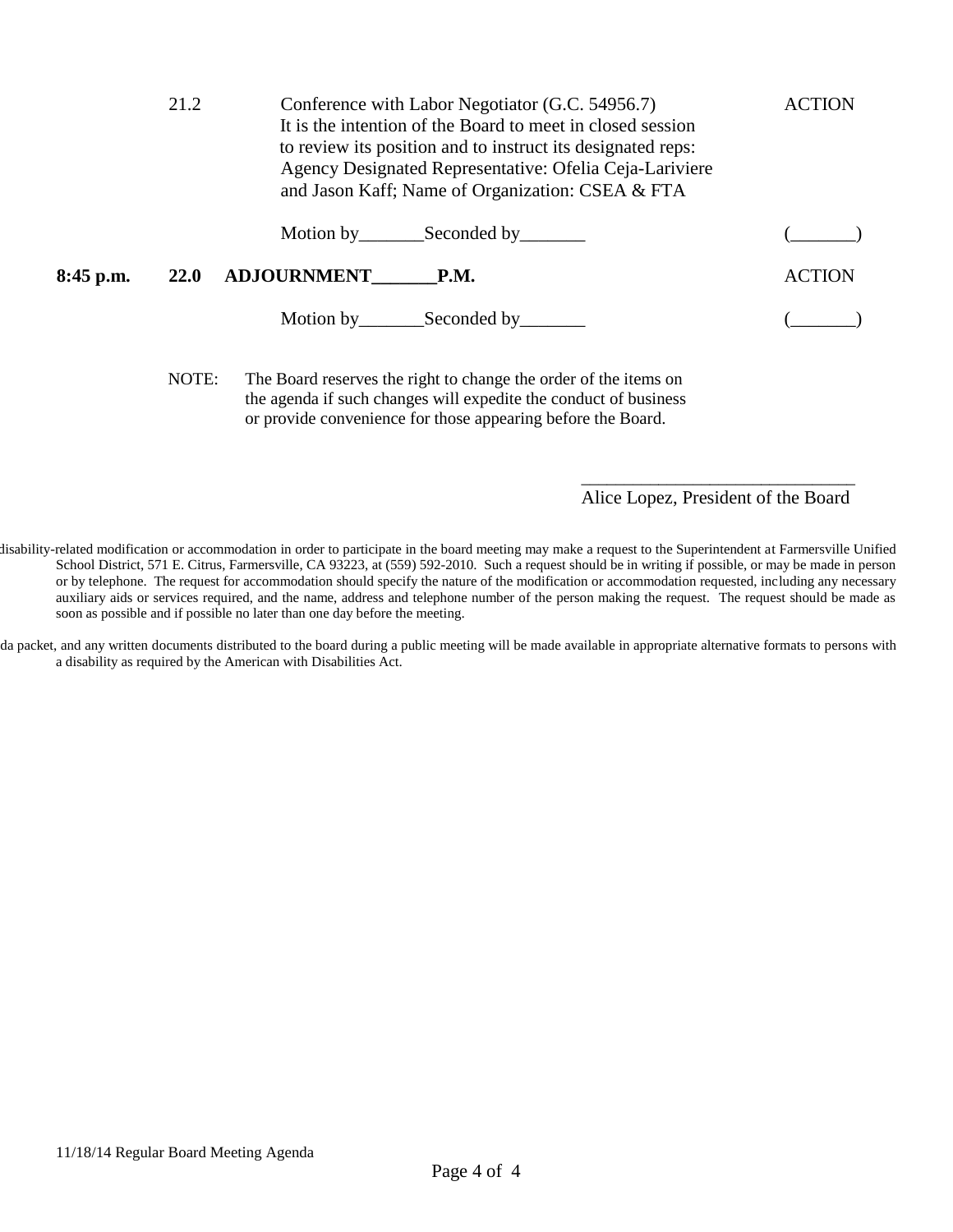21.2 Conference with Labor Negotiator (G.C. 54956.7) ACTION
It is the intention of the Board to meet in closed session to review its position and to instruct its designated reps: Agency Designated Representative: Ofelia Ceja-Lariviere and Jason Kaff; Name of Organization: CSEA & FTA

Motion by_______Seconded by_______ (_______)

**8:45 p.m. 22.0 ADJOURNMENT_______P.M.** ACTION

Motion by_______Seconded by_______ (_______)

NOTE: The Board reserves the right to change the order of the items on the agenda if such changes will expedite the conduct of business or provide convenience for those appearing before the Board.

______________________________
Alice Lopez, President of the Board

disability-related modification or accommodation in order to participate in the board meeting may make a request to the Superintendent at Farmersville Unified School District, 571 E. Citrus, Farmersville, CA 93223, at (559) 592-2010. Such a request should be in writing if possible, or may be made in person or by telephone. The request for accommodation should specify the nature of the modification or accommodation requested, including any necessary auxiliary aids or services required, and the name, address and telephone number of the person making the request. The request should be made as soon as possible and if possible no later than one day before the meeting.

da packet, and any written documents distributed to the board during a public meeting will be made available in appropriate alternative formats to persons with a disability as required by the American with Disabilities Act.

11/18/14 Regular Board Meeting Agenda